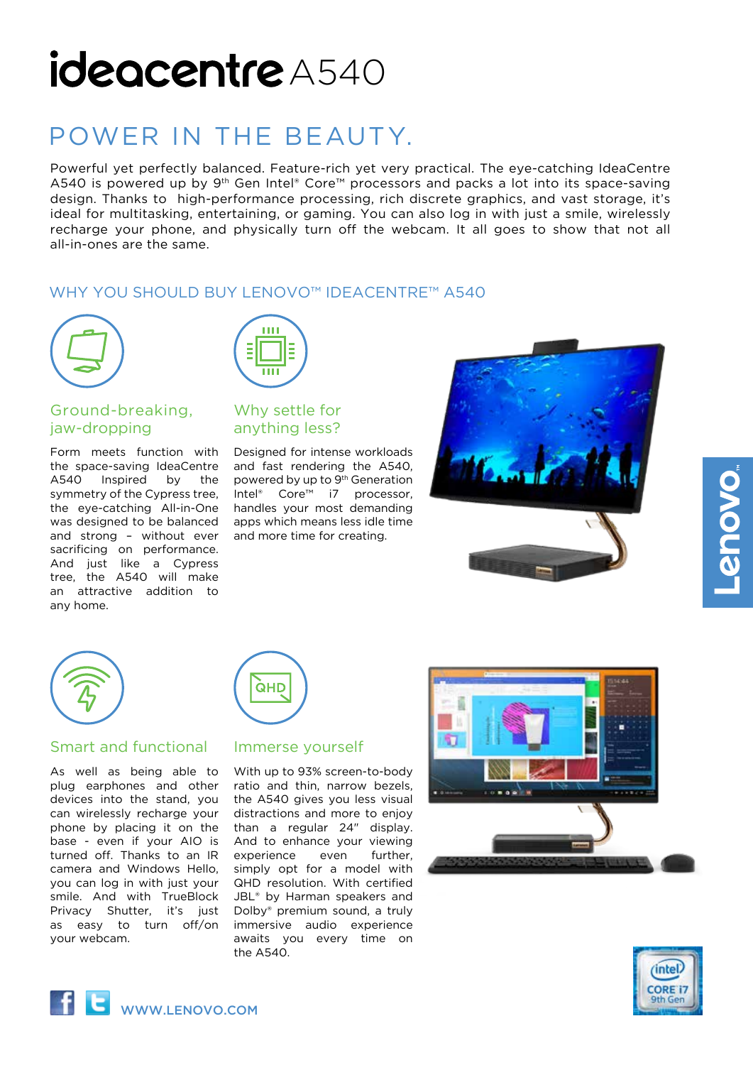# ideacentre A540

## POWER IN THE BEAUTY.

Powerful yet perfectly balanced. Feature-rich yet very practical. The eye-catching IdeaCentre A540 is powered up by 9th Gen Intel® Core™ processors and packs a lot into its space-saving design. Thanks to high-performance processing, rich discrete graphics, and vast storage, it's ideal for multitasking, entertaining, or gaming. You can also log in with just a smile, wirelessly recharge your phone, and physically turn off the webcam. It all goes to show that not all all-in-ones are the same.

### WHY YOU SHOULD BUY LENOVO™ IDEACENTRE™ A540

#### Ground-breaking, jaw-dropping

Form meets function with the space-saving IdeaCentre A540. Inspired by the symmetry of the Cypress tree, the eye-catching All-in-One was designed to be balanced and strong – without ever sacrificing on performance. And just like a Cypress tree, the A540 will make an attractive addition to any home.

#### Why settle for anything less?

Designed for intense workloads and fast rendering the A540, powered by up to 9th Generation Intel® Core™ i7 processor, handles your most demanding apps which means less idle time and more time for creating.

#### Smart and functional

As well as being able to plug earphones and other devices into the stand, you can wirelessly recharge your phone by placing it on the base - even if your AIO is turned off. Thanks to an IR camera and Windows Hello, you can log in with just your smile. And with TrueBlock Privacy Shutter, it's just as easy to turn off/on your webcam.

#### Immerse yourself

With up to 93% screen-to-body ratio and thin, narrow bezels, the A540 gives you less visual distractions and more to enjoy than a regular 24" display. And to enhance your viewing experience even further, simply opt for a model with QHD resolution. With certified JBL® by Harman speakers and Dolby® premium sound, a truly immersive audio experience awaits you every time on the A540.

WWW.LENOVO.COM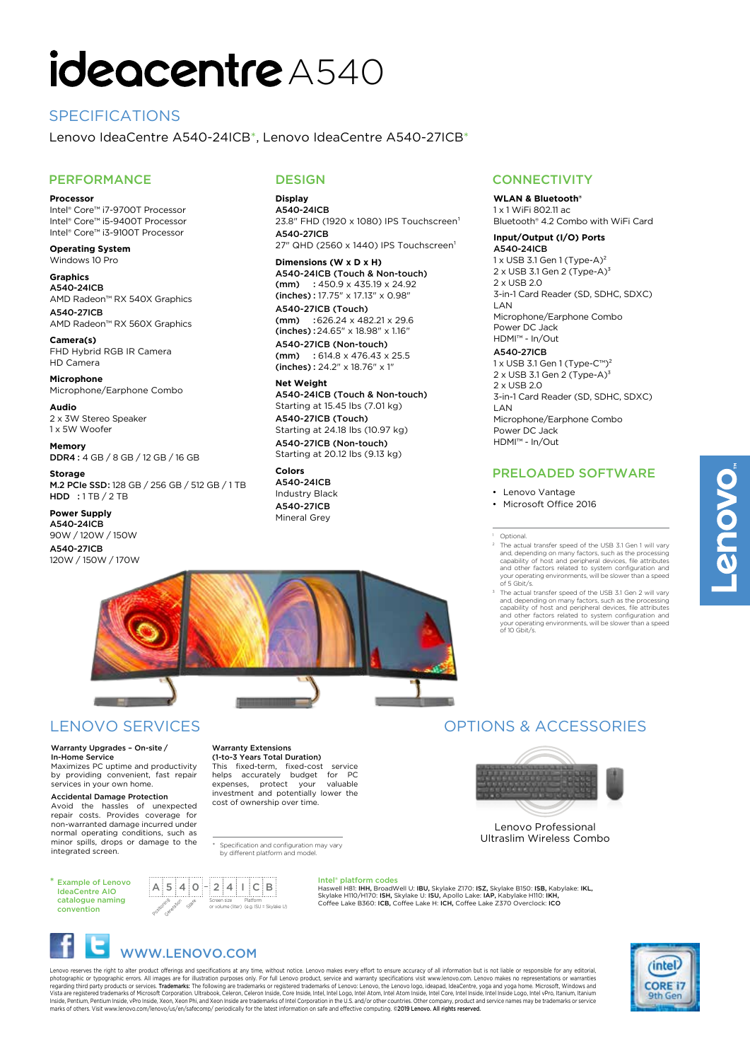# ideacentre A540

## SPECIFICATIONS

Lenovo IdeaCentre A540-24ICB*, Lenovo IdeaCentre A540-27ICB*

## PERFORMANCE

**Processor**
Intel® Core™ i7-9700T Processor
Intel® Core™ i5-9400T Processor
Intel® Core™ i3-9100T Processor

**Operating System**
Windows 10 Pro

**Graphics**
**A540-24ICB**
AMD Radeon™ RX 540X Graphics
**A540-27ICB**
AMD Radeon™ RX 560X Graphics

**Camera(s)**
FHD Hybrid RGB IR Camera
HD Camera

**Microphone**
Microphone/Earphone Combo

**Audio**
2 x 3W Stereo Speaker
1 x 5W Woofer

**Memory**
**DDR4 :** 4 GB / 8 GB / 12 GB / 16 GB

**Storage**
**M.2 PCIe SSD:** 128 GB / 256 GB / 512 GB / 1 TB
**HDD :** 1 TB / 2 TB

**Power Supply**
**A540-24ICB**
90W / 120W / 150W
**A540-27ICB**
120W / 150W / 170W

## DESIGN

**Display**
**A540-24ICB**
23.8" FHD (1920 x 1080) IPS Touchscreen[1]
**A540-27ICB**
27" QHD (2560 x 1440) IPS Touchscreen[1]

**Dimensions (W x D x H)**
**A540-24ICB (Touch & Non-touch)**
**(mm)** : 450.9 x 435.19 x 24.92
**(inches) :** 17.75" x 17.13" x 0.98"
**A540-27ICB (Touch)**
**(mm)** : 626.24 x 482.21 x 29.6
**(inches) :** 24.65" x 18.98" x 1.16"
**A540-27ICB (Non-touch)**
**(mm)** : 614.8 x 476.43 x 25.5
**(inches) :** 24.2" x 18.76" x 1"

**Net Weight**
**A540-24ICB (Touch & Non-touch)**
Starting at 15.45 lbs (7.01 kg)
**A540-27ICB (Touch)**
Starting at 24.18 lbs (10.97 kg)
**A540-27ICB (Non-touch)**
Starting at 20.12 lbs (9.13 kg)

**Colors**
**A540-24ICB**
Industry Black
**A540-27ICB**
Mineral Grey

## CONNECTIVITY

**WLAN & Bluetooth®**
1 x 1 WiFi 802.11 ac
Bluetooth® 4.2 Combo with WiFi Card

**Input/Output (I/O) Ports**
**A540-24ICB**
1 x USB 3.1 Gen 1 (Type-A)[2]
2 x USB 3.1 Gen 2 (Type-A)[3]
2 x USB 2.0
3-in-1 Card Reader (SD, SDHC, SDXC)
LAN
Microphone/Earphone Combo
Power DC Jack
HDMI™ - In/Out
**A540-27ICB**
1 x USB 3.1 Gen 1 (Type-C™)[2]
2 x USB 3.1 Gen 2 (Type-A)[3]
2 x USB 2.0
3-in-1 Card Reader (SD, SDHC, SDXC)
LAN
Microphone/Earphone Combo
Power DC Jack
HDMI™ - In/Out

## PRELOADED SOFTWARE

- Lenovo Vantage
- Microsoft Office 2016

[1] Optional.
[2] The actual transfer speed of the USB 3.1 Gen 1 will vary and, depending on many factors, such as the processing capability of host and peripheral devices, file attributes and other factors related to system configuration and your operating environments, will be slower than a speed of 5 Gbit/s.
[3] The actual transfer speed of the USB 3.1 Gen 2 will vary and, depending on many factors, such as the processing capability of host and peripheral devices, file attributes and other factors related to system configuration and your operating environments, will be slower than a speed of 10 Gbit/s.

## LENOVO SERVICES

**Warranty Upgrades – On-site / In-Home Service**
Maximizes PC uptime and productivity by providing convenient, fast repair services in your own home.

**Accidental Damage Protection**
Avoid the hassles of unexpected repair costs. Provides coverage for non-warranted damage incurred under normal operating conditions, such as minor spills, drops or damage to the integrated screen.

**Warranty Extensions (1-to-3 Years Total Duration)**
This fixed-term, fixed-cost service helps accurately budget for PC expenses, protect your valuable investment and potentially lower the cost of ownership over time.

* Specification and configuration may vary by different platform and model.

## OPTIONS & ACCESSORIES

Lenovo Professional Ultraslim Wireless Combo

* Example of Lenovo IdeaCentre AIO catalogue naming convention

A 5 4 0 - 2 4 I C B
Positioning Generation Scale Screen size or volume (liter) Platform (e.g. ISU = Skylake U)

**Intel® platform codes**
Haswell H81: **IHH,** BroadWell U: **IBU,** Skylake Z170: **ISZ,** Skylake B150: **ISB,** Kabylake: **IKL,** Skylake H110/H170: **ISH,** Skylake U: **ISU,** Apollo Lake: **IAP,** Kabylake H110: **IKH,** Coffee Lake B360: **ICB,** Coffee Lake H: **ICH,** Coffee Lake Z370 Overclock: **ICO**

WWW.LENOVO.COM

Lenovo reserves the right to alter product offerings and specifications at any time, without notice. Lenovo makes every effort to ensure accuracy of all information but is not liable or responsible for any editorial, photographic or typographic errors. All images are for illustration purposes only. For full Lenovo product, service and warranty specifications visit www.lenovo.com. Lenovo makes no representations or warranties regarding third party products or services. **Trademarks:** The following are trademarks or registered trademarks of Lenovo: Lenovo, the Lenovo logo, ideapad, IdeaCentre, yoga and yoga home. Microsoft, Windows and Vista are registered trademarks of Microsoft Corporation. Ultrabook, Celeron, Celeron Inside, Core Inside, Intel, Intel Logo, Intel Atom, Intel Atom Inside, Intel Core, Intel Inside, Intel Inside Logo, Intel vPro, Itanium, Itanium Inside, Pentium, Pentium Inside, vPro Inside, Xeon, Xeon Phi, and Xeon Inside are trademarks of Intel Corporation in the U.S. and/or other countries. Other company, product and service names may be trademarks or service marks of others. Visit www.lenovo.com/lenovo/us/en/safecomp/ periodically for the latest information on safe and effective computing. **©2019 Lenovo. All rights reserved.**